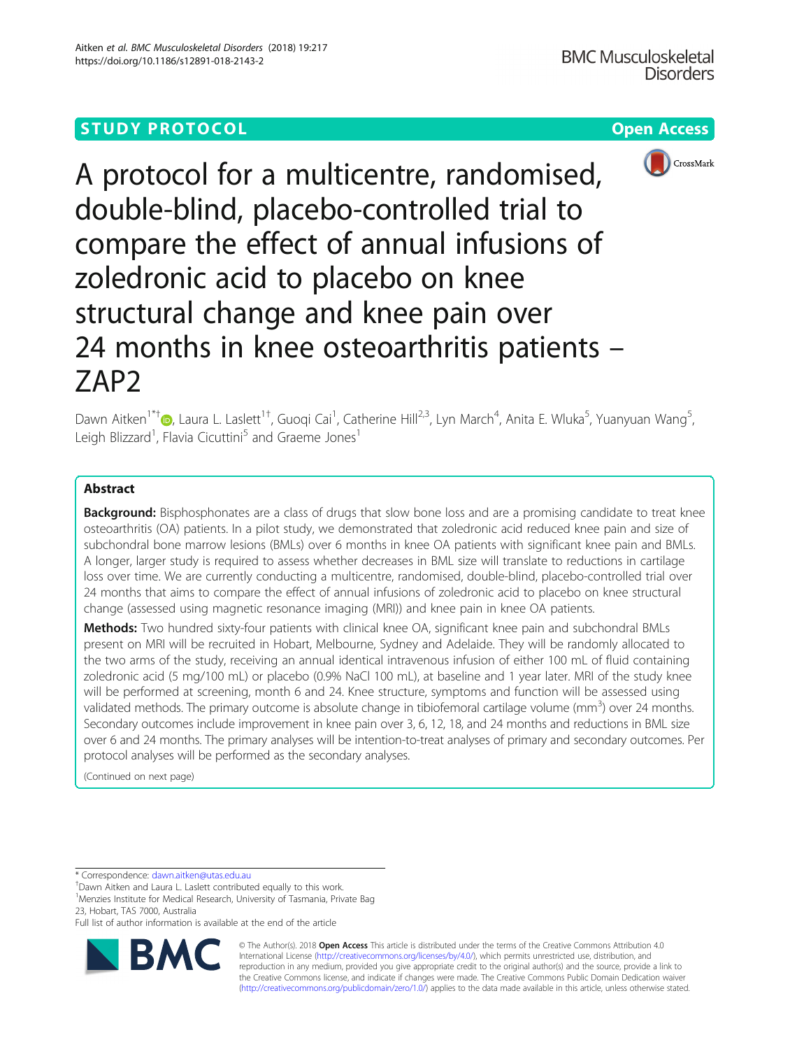STUDY PROTOCOL

Open Access

# A protocol for a multicentre, randomised, double-blind, placebo-controlled trial to compare the effect of annual infusions of zoledronic acid to placebo on knee structural change and knee pain over 24 months in knee osteoarthritis patients – ZAP2

Dawn Aitken[1*†], Laura L. Laslett[1†], Guoqi Cai[1], Catherine Hill[2,3], Lyn March[4], Anita E. Wluka[5], Yuanyuan Wang[5], Leigh Blizzard[1], Flavia Cicuttini[5] and Graeme Jones[1]

## Abstract

**Background:** Bisphosphonates are a class of drugs that slow bone loss and are a promising candidate to treat knee osteoarthritis (OA) patients. In a pilot study, we demonstrated that zoledronic acid reduced knee pain and size of subchondral bone marrow lesions (BMLs) over 6 months in knee OA patients with significant knee pain and BMLs. A longer, larger study is required to assess whether decreases in BML size will translate to reductions in cartilage loss over time. We are currently conducting a multicentre, randomised, double-blind, placebo-controlled trial over 24 months that aims to compare the effect of annual infusions of zoledronic acid to placebo on knee structural change (assessed using magnetic resonance imaging (MRI)) and knee pain in knee OA patients.

**Methods:** Two hundred sixty-four patients with clinical knee OA, significant knee pain and subchondral BMLs present on MRI will be recruited in Hobart, Melbourne, Sydney and Adelaide. They will be randomly allocated to the two arms of the study, receiving an annual identical intravenous infusion of either 100 mL of fluid containing zoledronic acid (5 mg/100 mL) or placebo (0.9% NaCl 100 mL), at baseline and 1 year later. MRI of the study knee will be performed at screening, month 6 and 24. Knee structure, symptoms and function will be assessed using validated methods. The primary outcome is absolute change in tibiofemoral cartilage volume ($mm^3$) over 24 months. Secondary outcomes include improvement in knee pain over 3, 6, 12, 18, and 24 months and reductions in BML size over 6 and 24 months. The primary analyses will be intention-to-treat analyses of primary and secondary outcomes. Per protocol analyses will be performed as the secondary analyses.

(Continued on next page)

---

* Correspondence: dawn.aitken@utas.edu.au

†Dawn Aitken and Laura L. Laslett contributed equally to this work.

[1]Menzies Institute for Medical Research, University of Tasmania, Private Bag 23, Hobart, TAS 7000, Australia

Full list of author information is available at the end of the article

© The Author(s). 2018 **Open Access** This article is distributed under the terms of the Creative Commons Attribution 4.0 International License (http://creativecommons.org/licenses/by/4.0/), which permits unrestricted use, distribution, and reproduction in any medium, provided you give appropriate credit to the original author(s) and the source, provide a link to the Creative Commons license, and indicate if changes were made. The Creative Commons Public Domain Dedication waiver (http://creativecommons.org/publicdomain/zero/1.0/) applies to the data made available in this article, unless otherwise stated.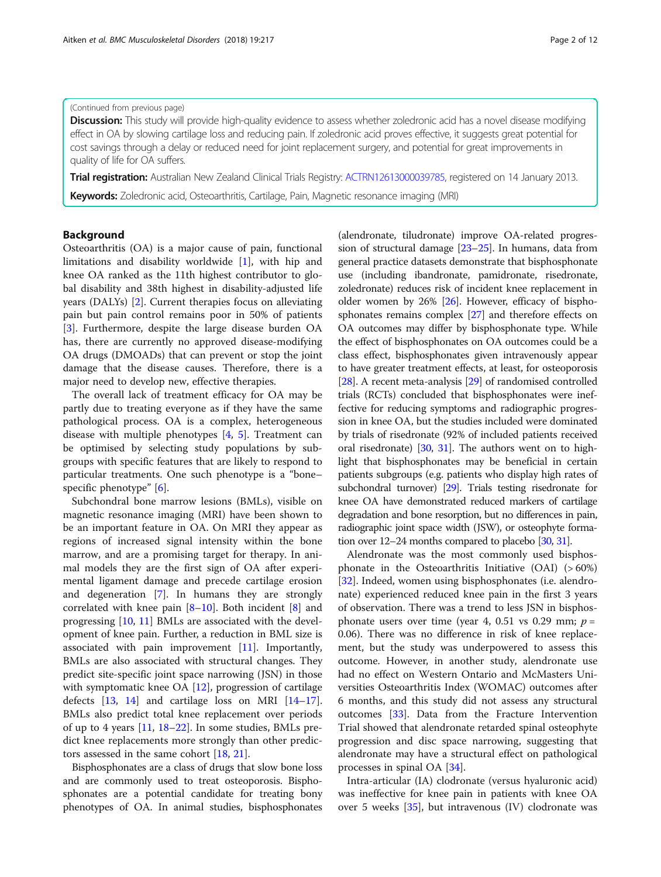(Continued from previous page)

**Discussion:** This study will provide high-quality evidence to assess whether zoledronic acid has a novel disease modifying effect in OA by slowing cartilage loss and reducing pain. If zoledronic acid proves effective, it suggests great potential for cost savings through a delay or reduced need for joint replacement surgery, and potential for great improvements in quality of life for OA suffers.

**Trial registration:** Australian New Zealand Clinical Trials Registry: ACTRN12613000039785, registered on 14 January 2013.

**Keywords:** Zoledronic acid, Osteoarthritis, Cartilage, Pain, Magnetic resonance imaging (MRI)

## Background

Osteoarthritis (OA) is a major cause of pain, functional limitations and disability worldwide [1], with hip and knee OA ranked as the 11th highest contributor to global disability and 38th highest in disability-adjusted life years (DALYs) [2]. Current therapies focus on alleviating pain but pain control remains poor in 50% of patients [3]. Furthermore, despite the large disease burden OA has, there are currently no approved disease-modifying OA drugs (DMOADs) that can prevent or stop the joint damage that the disease causes. Therefore, there is a major need to develop new, effective therapies.

The overall lack of treatment efficacy for OA may be partly due to treating everyone as if they have the same pathological process. OA is a complex, heterogeneous disease with multiple phenotypes [4, 5]. Treatment can be optimised by selecting study populations by subgroups with specific features that are likely to respond to particular treatments. One such phenotype is a "bone–specific phenotype" [6].

Subchondral bone marrow lesions (BMLs), visible on magnetic resonance imaging (MRI) have been shown to be an important feature in OA. On MRI they appear as regions of increased signal intensity within the bone marrow, and are a promising target for therapy. In animal models they are the first sign of OA after experimental ligament damage and precede cartilage erosion and degeneration [7]. In humans they are strongly correlated with knee pain [8–10]. Both incident [8] and progressing [10, 11] BMLs are associated with the development of knee pain. Further, a reduction in BML size is associated with pain improvement [11]. Importantly, BMLs are also associated with structural changes. They predict site-specific joint space narrowing (JSN) in those with symptomatic knee OA [12], progression of cartilage defects [13, 14] and cartilage loss on MRI [14–17]. BMLs also predict total knee replacement over periods of up to 4 years [11, 18–22]. In some studies, BMLs predict knee replacements more strongly than other predictors assessed in the same cohort [18, 21].

Bisphosphonates are a class of drugs that slow bone loss and are commonly used to treat osteoporosis. Bisphosphonates are a potential candidate for treating bony phenotypes of OA. In animal studies, bisphosphonates (alendronate, tiludronate) improve OA-related progression of structural damage [23–25]. In humans, data from general practice datasets demonstrate that bisphosphonate use (including ibandronate, pamidronate, risedronate, zoledronate) reduces risk of incident knee replacement in older women by 26% [26]. However, efficacy of bisphosphonates remains complex [27] and therefore effects on OA outcomes may differ by bisphosphonate type. While the effect of bisphosphonates on OA outcomes could be a class effect, bisphosphonates given intravenously appear to have greater treatment effects, at least, for osteoporosis [28]. A recent meta-analysis [29] of randomised controlled trials (RCTs) concluded that bisphosphonates were ineffective for reducing symptoms and radiographic progression in knee OA, but the studies included were dominated by trials of risedronate (92% of included patients received oral risedronate) [30, 31]. The authors went on to highlight that bisphosphonates may be beneficial in certain patients subgroups (e.g. patients who display high rates of subchondral turnover) [29]. Trials testing risedronate for knee OA have demonstrated reduced markers of cartilage degradation and bone resorption, but no differences in pain, radiographic joint space width (JSW), or osteophyte formation over 12–24 months compared to placebo [30, 31].

Alendronate was the most commonly used bisphosphonate in the Osteoarthritis Initiative (OAI) (> 60%) [32]. Indeed, women using bisphosphonates (i.e. alendronate) experienced reduced knee pain in the first 3 years of observation. There was a trend to less JSN in bisphosphonate users over time (year 4, 0.51 vs 0.29 mm; $p = 0.06$). There was no difference in risk of knee replacement, but the study was underpowered to assess this outcome. However, in another study, alendronate use had no effect on Western Ontario and McMasters Universities Osteoarthritis Index (WOMAC) outcomes after 6 months, and this study did not assess any structural outcomes [33]. Data from the Fracture Intervention Trial showed that alendronate retarded spinal osteophyte progression and disc space narrowing, suggesting that alendronate may have a structural effect on pathological processes in spinal OA [34].

Intra-articular (IA) clodronate (versus hyaluronic acid) was ineffective for knee pain in patients with knee OA over 5 weeks [35], but intravenous (IV) clodronate was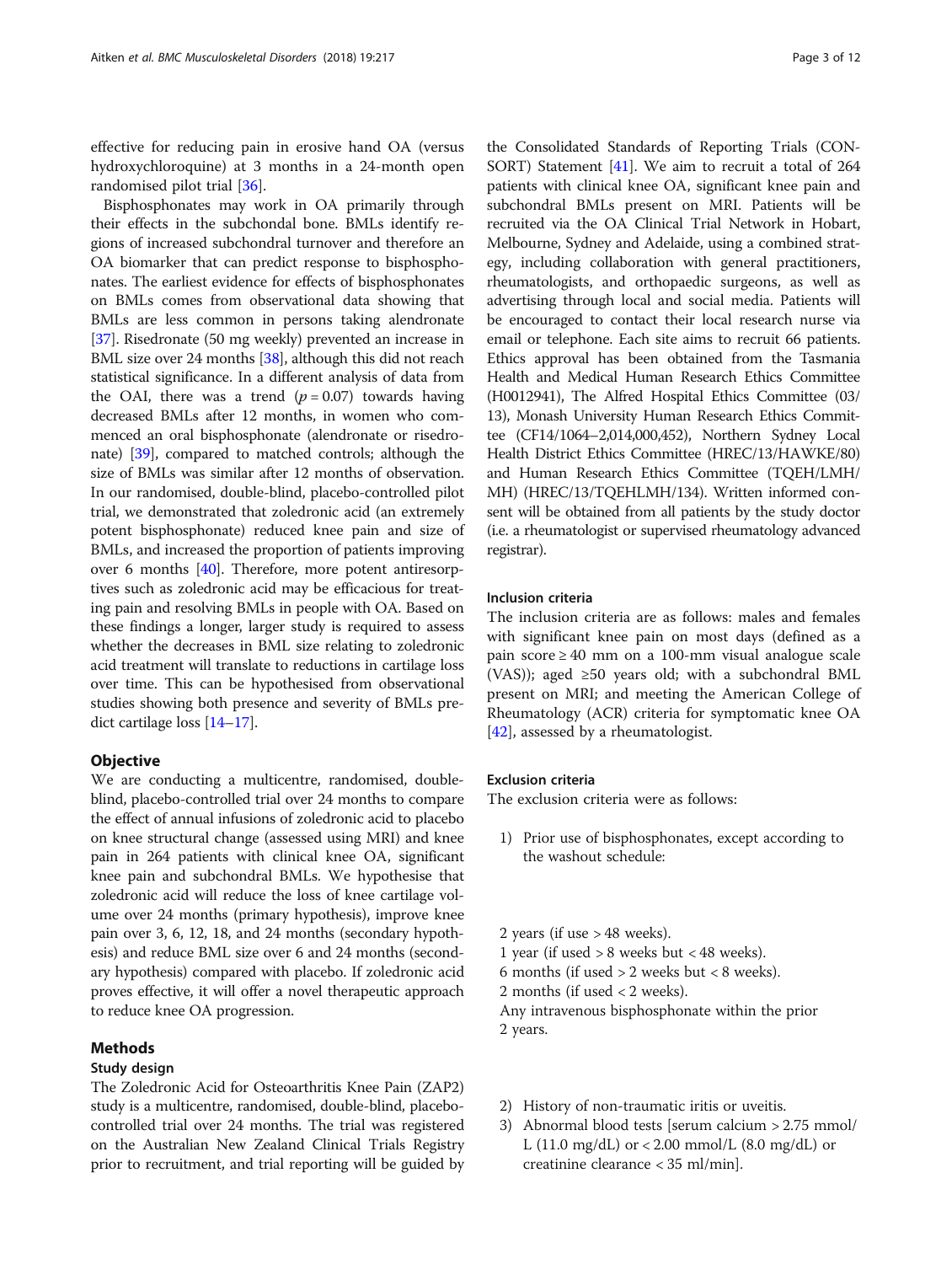effective for reducing pain in erosive hand OA (versus hydroxychloroquine) at 3 months in a 24-month open randomised pilot trial [36].

Bisphosphonates may work in OA primarily through their effects in the subchondral bone. BMLs identify regions of increased subchondral turnover and therefore an OA biomarker that can predict response to bisphosphonates. The earliest evidence for effects of bisphosphonates on BMLs comes from observational data showing that BMLs are less common in persons taking alendronate [37]. Risedronate (50 mg weekly) prevented an increase in BML size over 24 months [38], although this did not reach statistical significance. In a different analysis of data from the OAI, there was a trend ($p = 0.07$) towards having decreased BMLs after 12 months, in women who commenced an oral bisphosphonate (alendronate or risedronate) [39], compared to matched controls; although the size of BMLs was similar after 12 months of observation. In our randomised, double-blind, placebo-controlled pilot trial, we demonstrated that zoledronic acid (an extremely potent bisphosphonate) reduced knee pain and size of BMLs, and increased the proportion of patients improving over 6 months [40]. Therefore, more potent antiresorptives such as zoledronic acid may be efficacious for treating pain and resolving BMLs in people with OA. Based on these findings a longer, larger study is required to assess whether the decreases in BML size relating to zoledronic acid treatment will translate to reductions in cartilage loss over time. This can be hypothesised from observational studies showing both presence and severity of BMLs predict cartilage loss [14–17].

## Objective

We are conducting a multicentre, randomised, double-blind, placebo-controlled trial over 24 months to compare the effect of annual infusions of zoledronic acid to placebo on knee structural change (assessed using MRI) and knee pain in 264 patients with clinical knee OA, significant knee pain and subchondral BMLs. We hypothesise that zoledronic acid will reduce the loss of knee cartilage volume over 24 months (primary hypothesis), improve knee pain over 3, 6, 12, 18, and 24 months (secondary hypothesis) and reduce BML size over 6 and 24 months (secondary hypothesis) compared with placebo. If zoledronic acid proves effective, it will offer a novel therapeutic approach to reduce knee OA progression.

## Methods

### Study design

The Zoledronic Acid for Osteoarthritis Knee Pain (ZAP2) study is a multicentre, randomised, double-blind, placebo-controlled trial over 24 months. The trial was registered on the Australian New Zealand Clinical Trials Registry prior to recruitment, and trial reporting will be guided by the Consolidated Standards of Reporting Trials (CONSORT) Statement [41]. We aim to recruit a total of 264 patients with clinical knee OA, significant knee pain and subchondral BMLs present on MRI. Patients will be recruited via the OA Clinical Trial Network in Hobart, Melbourne, Sydney and Adelaide, using a combined strategy, including collaboration with general practitioners, rheumatologists, and orthopaedic surgeons, as well as advertising through local and social media. Patients will be encouraged to contact their local research nurse via email or telephone. Each site aims to recruit 66 patients. Ethics approval has been obtained from the Tasmania Health and Medical Human Research Ethics Committee (H0012941), The Alfred Hospital Ethics Committee (03/13), Monash University Human Research Ethics Committee (CF14/1064–2,014,000,452), Northern Sydney Local Health District Ethics Committee (HREC/13/HAWKE/80) and Human Research Ethics Committee (TQEH/LMH/MH) (HREC/13/TQEHLMH/134). Written informed consent will be obtained from all patients by the study doctor (i.e. a rheumatologist or supervised rheumatology advanced registrar).

### Inclusion criteria

The inclusion criteria are as follows: males and females with significant knee pain on most days (defined as a pain score ≥ 40 mm on a 100-mm visual analogue scale (VAS)); aged ≥50 years old; with a subchondral BML present on MRI; and meeting the American College of Rheumatology (ACR) criteria for symptomatic knee OA [42], assessed by a rheumatologist.

### Exclusion criteria

The exclusion criteria were as follows:

1) Prior use of bisphosphonates, except according to the washout schedule:

   2 years (if use > 48 weeks).
   1 year (if used > 8 weeks but < 48 weeks).
   6 months (if used > 2 weeks but < 8 weeks).
   2 months (if used < 2 weeks).
   Any intravenous bisphosphonate within the prior 2 years.

2) History of non-traumatic iritis or uveitis.
3) Abnormal blood tests [serum calcium > 2.75 mmol/L (11.0 mg/dL) or < 2.00 mmol/L (8.0 mg/dL) or creatinine clearance < 35 ml/min].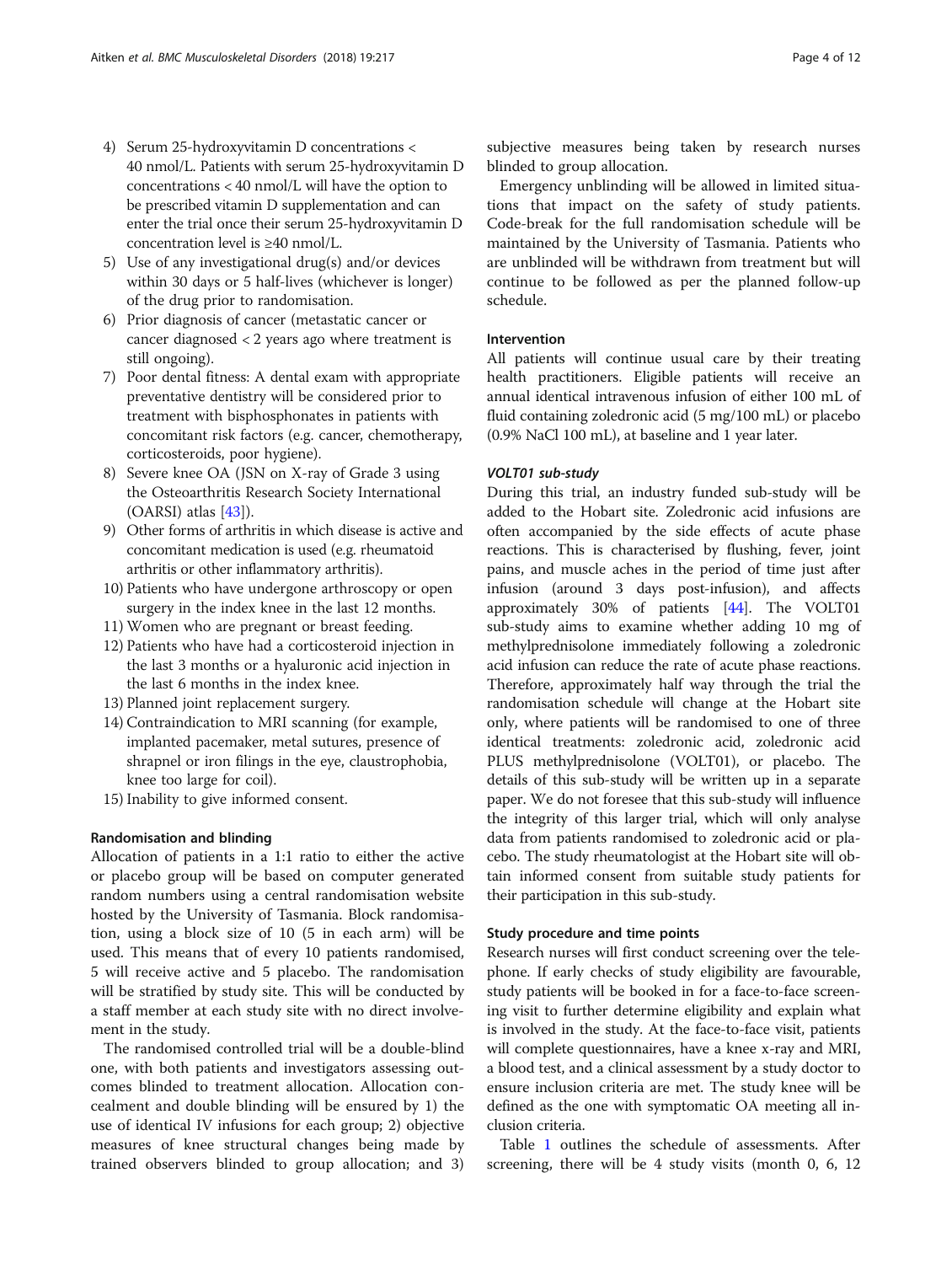4) Serum 25-hydroxyvitamin D concentrations < 40 nmol/L. Patients with serum 25-hydroxyvitamin D concentrations < 40 nmol/L will have the option to be prescribed vitamin D supplementation and can enter the trial once their serum 25-hydroxyvitamin D concentration level is ≥40 nmol/L.
5) Use of any investigational drug(s) and/or devices within 30 days or 5 half-lives (whichever is longer) of the drug prior to randomisation.
6) Prior diagnosis of cancer (metastatic cancer or cancer diagnosed < 2 years ago where treatment is still ongoing).
7) Poor dental fitness: A dental exam with appropriate preventative dentistry will be considered prior to treatment with bisphosphonates in patients with concomitant risk factors (e.g. cancer, chemotherapy, corticosteroids, poor hygiene).
8) Severe knee OA (JSN on X-ray of Grade 3 using the Osteoarthritis Research Society International (OARSI) atlas [43]).
9) Other forms of arthritis in which disease is active and concomitant medication is used (e.g. rheumatoid arthritis or other inflammatory arthritis).
10) Patients who have undergone arthroscopy or open surgery in the index knee in the last 12 months.
11) Women who are pregnant or breast feeding.
12) Patients who have had a corticosteroid injection in the last 3 months or a hyaluronic acid injection in the last 6 months in the index knee.
13) Planned joint replacement surgery.
14) Contraindication to MRI scanning (for example, implanted pacemaker, metal sutures, presence of shrapnel or iron filings in the eye, claustrophobia, knee too large for coil).
15) Inability to give informed consent.

### Randomisation and blinding

Allocation of patients in a 1:1 ratio to either the active or placebo group will be based on computer generated random numbers using a central randomisation website hosted by the University of Tasmania. Block randomisation, using a block size of 10 (5 in each arm) will be used. This means that of every 10 patients randomised, 5 will receive active and 5 placebo. The randomisation will be stratified by study site. This will be conducted by a staff member at each study site with no direct involvement in the study.

The randomised controlled trial will be a double-blind one, with both patients and investigators assessing outcomes blinded to treatment allocation. Allocation concealment and double blinding will be ensured by 1) the use of identical IV infusions for each group; 2) objective measures of knee structural changes being made by trained observers blinded to group allocation; and 3) subjective measures being taken by research nurses blinded to group allocation.

Emergency unblinding will be allowed in limited situations that impact on the safety of study patients. Code-break for the full randomisation schedule will be maintained by the University of Tasmania. Patients who are unblinded will be withdrawn from treatment but will continue to be followed as per the planned follow-up schedule.

### Intervention

All patients will continue usual care by their treating health practitioners. Eligible patients will receive an annual identical intravenous infusion of either 100 mL of fluid containing zoledronic acid (5 mg/100 mL) or placebo (0.9% NaCl 100 mL), at baseline and 1 year later.

#### *VOLT01 sub-study*

During this trial, an industry funded sub-study will be added to the Hobart site. Zoledronic acid infusions are often accompanied by the side effects of acute phase reactions. This is characterised by flushing, fever, joint pains, and muscle aches in the period of time just after infusion (around 3 days post-infusion), and affects approximately 30% of patients [44]. The VOLT01 sub-study aims to examine whether adding 10 mg of methylprednisolone immediately following a zoledronic acid infusion can reduce the rate of acute phase reactions. Therefore, approximately half way through the trial the randomisation schedule will change at the Hobart site only, where patients will be randomised to one of three identical treatments: zoledronic acid, zoledronic acid PLUS methylprednisolone (VOLT01), or placebo. The details of this sub-study will be written up in a separate paper. We do not foresee that this sub-study will influence the integrity of this larger trial, which will only analyse data from patients randomised to zoledronic acid or placebo. The study rheumatologist at the Hobart site will obtain informed consent from suitable study patients for their participation in this sub-study.

### Study procedure and time points

Research nurses will first conduct screening over the telephone. If early checks of study eligibility are favourable, study patients will be booked in for a face-to-face screening visit to further determine eligibility and explain what is involved in the study. At the face-to-face visit, patients will complete questionnaires, have a knee x-ray and MRI, a blood test, and a clinical assessment by a study doctor to ensure inclusion criteria are met. The study knee will be defined as the one with symptomatic OA meeting all inclusion criteria.

Table 1 outlines the schedule of assessments. After screening, there will be 4 study visits (month 0, 6, 12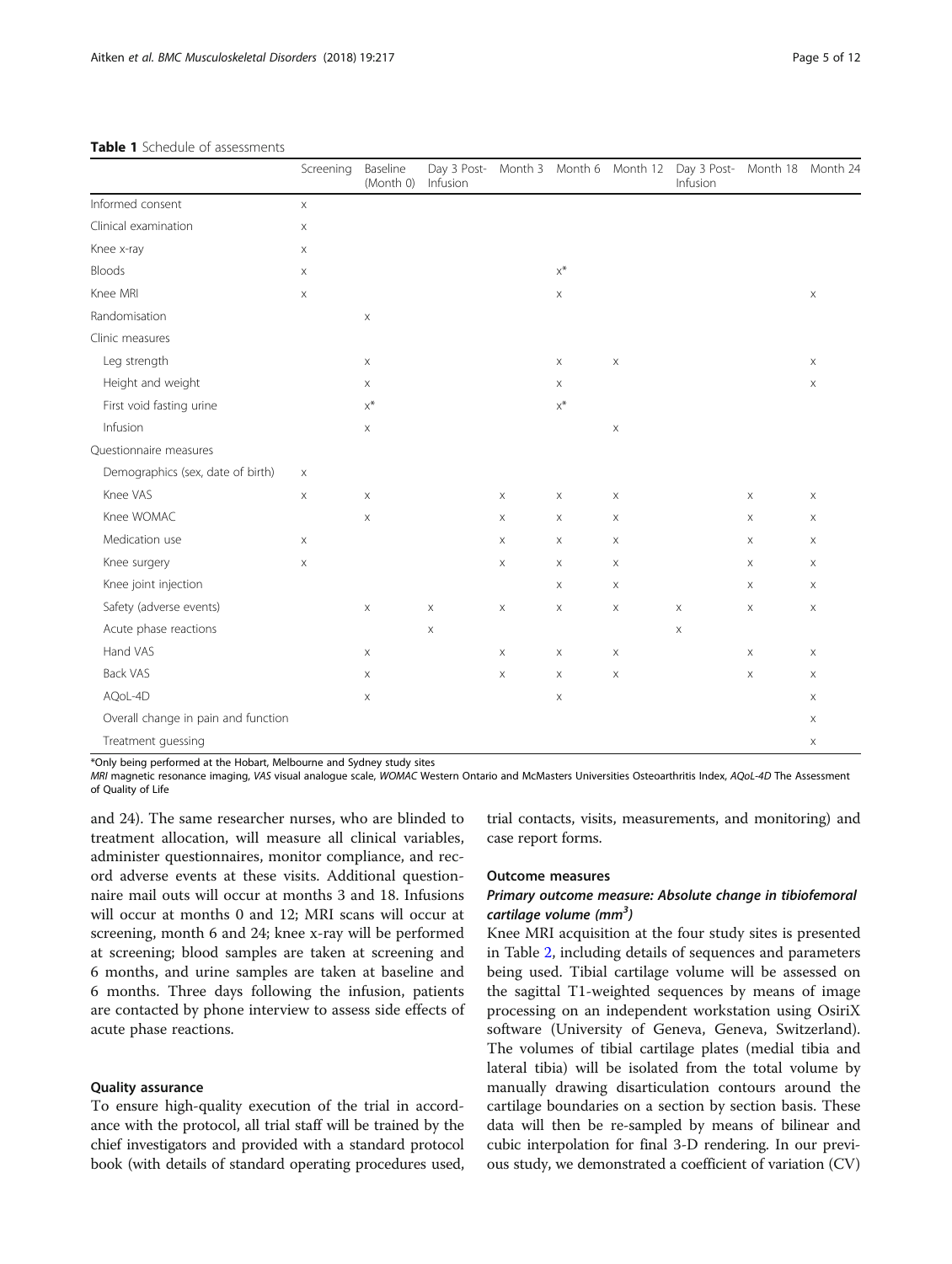**Table 1** Schedule of assessments

| | Screening | Baseline (Month 0) | Day 3 Post-Infusion | Month 3 | Month 6 | Month 12 | Day 3 Post-Infusion | Month 18 | Month 24 |
|---|---|---|---|---|---|---|---|---|---|
| Informed consent | x | | | | | | | | |
| Clinical examination | x | | | | | | | | |
| Knee x-ray | x | | | | | | | | |
| Bloods | x | | | | x* | | | | |
| Knee MRI | x | | | | x | | | | x |
| Randomisation | | x | | | | | | | |
| Clinic measures | | | | | | | | | |
| Leg strength | | x | | | x | x | | | x |
| Height and weight | | x | | | x | | | | x |
| First void fasting urine | | x* | | | x* | | | | |
| Infusion | | x | | | | x | | | |
| Questionnaire measures | | | | | | | | | |
| Demographics (sex, date of birth) | x | | | | | | | | |
| Knee VAS | x | x | | x | x | x | | x | x |
| Knee WOMAC | | x | | x | x | x | | x | x |
| Medication use | x | | | x | x | x | | x | x |
| Knee surgery | x | | | x | x | x | | x | x |
| Knee joint injection | | | | | x | x | | x | x |
| Safety (adverse events) | | x | x | x | x | x | x | x | x |
| Acute phase reactions | | | x | | | | x | | |
| Hand VAS | | x | | x | x | x | | x | x |
| Back VAS | | x | | x | x | x | | x | x |
| AQoL-4D | | x | | | x | | | | x |
| Overall change in pain and function | | | | | | | | | x |
| Treatment guessing | | | | | | | | | x |

*Only being performed at the Hobart, Melbourne and Sydney study sites

*MRI* magnetic resonance imaging, *VAS* visual analogue scale, *WOMAC* Western Ontario and McMasters Universities Osteoarthritis Index, *AQoL-4D* The Assessment of Quality of Life

and 24). The same researcher nurses, who are blinded to treatment allocation, will measure all clinical variables, administer questionnaires, monitor compliance, and record adverse events at these visits. Additional questionnaire mail outs will occur at months 3 and 18. Infusions will occur at months 0 and 12; MRI scans will occur at screening, month 6 and 24; knee x-ray will be performed at screening; blood samples are taken at screening and 6 months, and urine samples are taken at baseline and 6 months. Three days following the infusion, patients are contacted by phone interview to assess side effects of acute phase reactions.

### Quality assurance

To ensure high-quality execution of the trial in accordance with the protocol, all trial staff will be trained by the chief investigators and provided with a standard protocol book (with details of standard operating procedures used, trial contacts, visits, measurements, and monitoring) and case report forms.

### Outcome measures

#### *Primary outcome measure: Absolute change in tibiofemoral cartilage volume (mm$^3$)*

Knee MRI acquisition at the four study sites is presented in Table 2, including details of sequences and parameters being used. Tibial cartilage volume will be assessed on the sagittal T1-weighted sequences by means of image processing on an independent workstation using OsiriX software (University of Geneva, Geneva, Switzerland). The volumes of tibial cartilage plates (medial tibia and lateral tibia) will be isolated from the total volume by manually drawing disarticulation contours around the cartilage boundaries on a section by section basis. These data will then be re-sampled by means of bilinear and cubic interpolation for final 3-D rendering. In our previous study, we demonstrated a coefficient of variation (CV)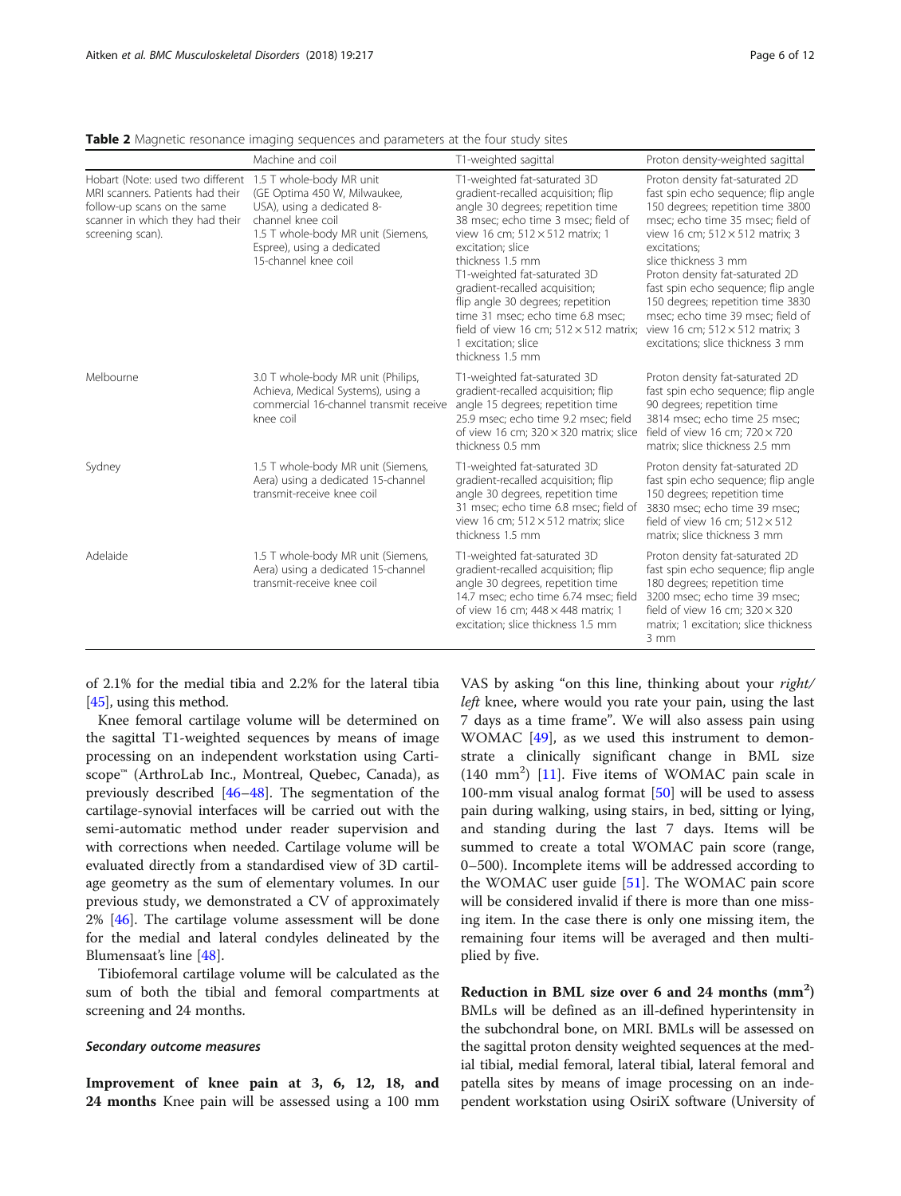**Table 2** Magnetic resonance imaging sequences and parameters at the four study sites

| | Machine and coil | T1-weighted sagittal | Proton density-weighted sagittal |
|---|---|---|---|
| Hobart (Note: used two different MRI scanners. Patients had their follow-up scans on the same scanner in which they had their screening scan). | 1.5 T whole-body MR unit (GE Optima 450 W, Milwaukee, USA), using a dedicated 8-channel knee coil<br>1.5 T whole-body MR unit (Siemens, Espree), using a dedicated 15-channel knee coil | T1-weighted fat-saturated 3D gradient-recalled acquisition; flip angle 30 degrees; repetition time 38 msec; echo time 3 msec; field of view 16 cm; 512 × 512 matrix; 1 excitation; slice thickness 1.5 mm<br>T1-weighted fat-saturated 3D gradient-recalled acquisition; flip angle 30 degrees; repetition time 31 msec; echo time 6.8 msec; field of view 16 cm; 512 × 512 matrix; 1 excitation; slice thickness 1.5 mm | Proton density fat-saturated 2D fast spin echo sequence; flip angle 150 degrees; repetition time 3800 msec; echo time 35 msec; field of view 16 cm; 512 × 512 matrix; 3 excitations; slice thickness 3 mm<br>Proton density fat-saturated 2D fast spin echo sequence; flip angle 150 degrees; repetition time 3830 msec; echo time 39 msec; field of view 16 cm; 512 × 512 matrix; 3 excitations; slice thickness 3 mm |
| Melbourne | 3.0 T whole-body MR unit (Philips, Achieva, Medical Systems), using a commercial 16-channel transmit receive knee coil | T1-weighted fat-saturated 3D gradient-recalled acquisition; flip angle 15 degrees; repetition time 25.9 msec; echo time 9.2 msec; field of view 16 cm; 320 × 320 matrix; slice thickness 0.5 mm | Proton density fat-saturated 2D fast spin echo sequence; flip angle 90 degrees; repetition time 3814 msec; echo time 25 msec; field of view 16 cm; 720 × 720 matrix; slice thickness 2.5 mm |
| Sydney | 1.5 T whole-body MR unit (Siemens, Aera) using a dedicated 15-channel transmit-receive knee coil | T1-weighted fat-saturated 3D gradient-recalled acquisition; flip angle 30 degrees, repetition time 31 msec; echo time 6.8 msec; field of view 16 cm; 512 × 512 matrix; slice thickness 1.5 mm | Proton density fat-saturated 2D fast spin echo sequence; flip angle 150 degrees; repetition time 3830 msec; echo time 39 msec; field of view 16 cm; 512 × 512 matrix; slice thickness 3 mm |
| Adelaide | 1.5 T whole-body MR unit (Siemens, Aera) using a dedicated 15-channel transmit-receive knee coil | T1-weighted fat-saturated 3D gradient-recalled acquisition; flip angle 30 degrees, repetition time 14.7 msec; echo time 6.74 msec; field of view 16 cm; 448 × 448 matrix; 1 excitation; slice thickness 1.5 mm | Proton density fat-saturated 2D fast spin echo sequence; flip angle 180 degrees; repetition time 3200 msec; echo time 39 msec; field of view 16 cm; 320 × 320 matrix; 1 excitation; slice thickness 3 mm |

of 2.1% for the medial tibia and 2.2% for the lateral tibia [45], using this method.

Knee femoral cartilage volume will be determined on the sagittal T1-weighted sequences by means of image processing on an independent workstation using Cartiscope™ (ArthroLab Inc., Montreal, Quebec, Canada), as previously described [46–48]. The segmentation of the cartilage-synovial interfaces will be carried out with the semi-automatic method under reader supervision and with corrections when needed. Cartilage volume will be evaluated directly from a standardised view of 3D cartilage geometry as the sum of elementary volumes. In our previous study, we demonstrated a CV of approximately 2% [46]. The cartilage volume assessment will be done for the medial and lateral condyles delineated by the Blumensaat's line [48].

Tibiofemoral cartilage volume will be calculated as the sum of both the tibial and femoral compartments at screening and 24 months.

### *Secondary outcome measures*

**Improvement of knee pain at 3, 6, 12, 18, and 24 months** Knee pain will be assessed using a 100 mm VAS by asking "on this line, thinking about your *right/left* knee, where would you rate your pain, using the last 7 days as a time frame". We will also assess pain using WOMAC [49], as we used this instrument to demonstrate a clinically significant change in BML size (140 $mm^2$) [11]. Five items of WOMAC pain scale in 100-mm visual analog format [50] will be used to assess pain during walking, using stairs, in bed, sitting or lying, and standing during the last 7 days. Items will be summed to create a total WOMAC pain score (range, 0–500). Incomplete items will be addressed according to the WOMAC user guide [51]. The WOMAC pain score will be considered invalid if there is more than one missing item. In the case there is only one missing item, the remaining four items will be averaged and then multiplied by five.

**Reduction in BML size over 6 and 24 months ($mm^2$)** BMLs will be defined as an ill-defined hyperintensity in the subchondral bone, on MRI. BMLs will be assessed on the sagittal proton density weighted sequences at the medial tibial, medial femoral, lateral tibial, lateral femoral and patella sites by means of image processing on an independent workstation using OsiriX software (University of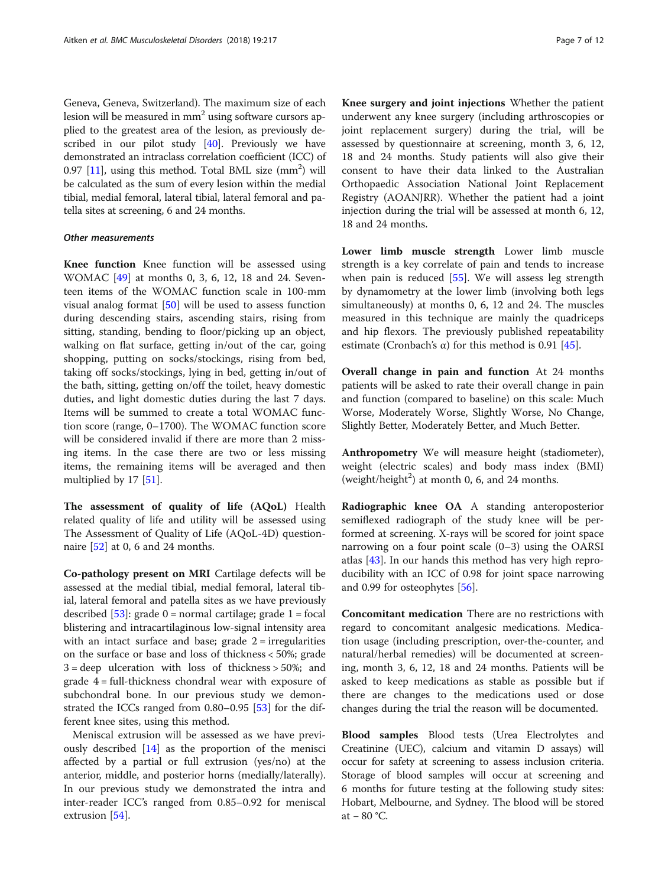Geneva, Geneva, Switzerland). The maximum size of each lesion will be measured in $mm^2$ using software cursors applied to the greatest area of the lesion, as previously described in our pilot study [40]. Previously we have demonstrated an intraclass correlation coefficient (ICC) of 0.97 [11], using this method. Total BML size ($mm^2$) will be calculated as the sum of every lesion within the medial tibial, medial femoral, lateral tibial, lateral femoral and patella sites at screening, 6 and 24 months.

### *Other measurements*

**Knee function** Knee function will be assessed using WOMAC [49] at months 0, 3, 6, 12, 18 and 24. Seventeen items of the WOMAC function scale in 100-mm visual analog format [50] will be used to assess function during descending stairs, ascending stairs, rising from sitting, standing, bending to floor/picking up an object, walking on flat surface, getting in/out of the car, going shopping, putting on socks/stockings, rising from bed, taking off socks/stockings, lying in bed, getting in/out of the bath, sitting, getting on/off the toilet, heavy domestic duties, and light domestic duties during the last 7 days. Items will be summed to create a total WOMAC function score (range, 0–1700). The WOMAC function score will be considered invalid if there are more than 2 missing items. In the case there are two or less missing items, the remaining items will be averaged and then multiplied by 17 [51].

**The assessment of quality of life (AQoL)** Health related quality of life and utility will be assessed using The Assessment of Quality of Life (AQoL-4D) questionnaire [52] at 0, 6 and 24 months.

**Co-pathology present on MRI** Cartilage defects will be assessed at the medial tibial, medial femoral, lateral tibial, lateral femoral and patella sites as we have previously described [53]: grade 0 = normal cartilage; grade 1 = focal blistering and intracartilaginous low-signal intensity area with an intact surface and base; grade 2 = irregularities on the surface or base and loss of thickness < 50%; grade 3 = deep ulceration with loss of thickness > 50%; and grade 4 = full-thickness chondral wear with exposure of subchondral bone. In our previous study we demonstrated the ICCs ranged from 0.80–0.95 [53] for the different knee sites, using this method.

Meniscal extrusion will be assessed as we have previously described [14] as the proportion of the menisci affected by a partial or full extrusion (yes/no) at the anterior, middle, and posterior horns (medially/laterally). In our previous study we demonstrated the intra and inter-reader ICC's ranged from 0.85–0.92 for meniscal extrusion [54].

**Knee surgery and joint injections** Whether the patient underwent any knee surgery (including arthroscopies or joint replacement surgery) during the trial, will be assessed by questionnaire at screening, month 3, 6, 12, 18 and 24 months. Study patients will also give their consent to have their data linked to the Australian Orthopaedic Association National Joint Replacement Registry (AOANJRR). Whether the patient had a joint injection during the trial will be assessed at month 6, 12, 18 and 24 months.

**Lower limb muscle strength** Lower limb muscle strength is a key correlate of pain and tends to increase when pain is reduced [55]. We will assess leg strength by dynamometry at the lower limb (involving both legs simultaneously) at months 0, 6, 12 and 24. The muscles measured in this technique are mainly the quadriceps and hip flexors. The previously published repeatability estimate (Cronbach's α) for this method is 0.91 [45].

**Overall change in pain and function** At 24 months patients will be asked to rate their overall change in pain and function (compared to baseline) on this scale: Much Worse, Moderately Worse, Slightly Worse, No Change, Slightly Better, Moderately Better, and Much Better.

**Anthropometry** We will measure height (stadiometer), weight (electric scales) and body mass index (BMI) (weight/height$^2$) at month 0, 6, and 24 months.

**Radiographic knee OA** A standing anteroposterior semiflexed radiograph of the study knee will be performed at screening. X-rays will be scored for joint space narrowing on a four point scale (0–3) using the OARSI atlas [43]. In our hands this method has very high reproducibility with an ICC of 0.98 for joint space narrowing and 0.99 for osteophytes [56].

**Concomitant medication** There are no restrictions with regard to concomitant analgesic medications. Medication usage (including prescription, over-the-counter, and natural/herbal remedies) will be documented at screening, month 3, 6, 12, 18 and 24 months. Patients will be asked to keep medications as stable as possible but if there are changes to the medications used or dose changes during the trial the reason will be documented.

**Blood samples** Blood tests (Urea Electrolytes and Creatinine (UEC), calcium and vitamin D assays) will occur for safety at screening to assess inclusion criteria. Storage of blood samples will occur at screening and 6 months for future testing at the following study sites: Hobart, Melbourne, and Sydney. The blood will be stored at − 80 °C.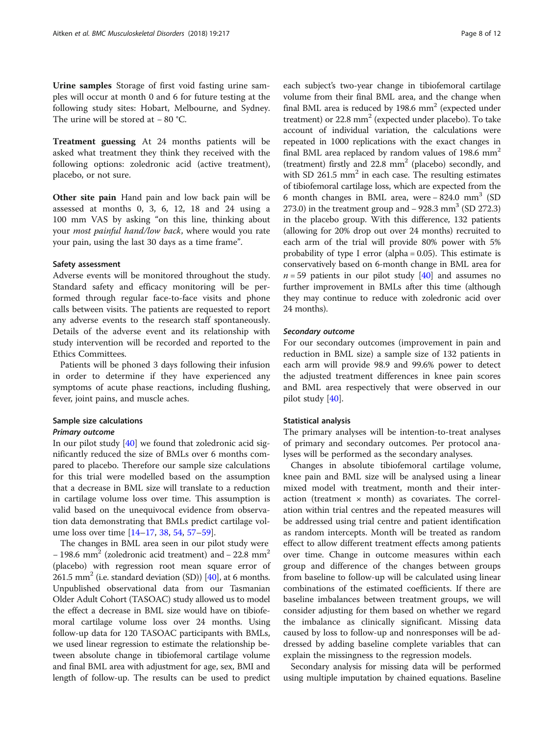**Urine samples** Storage of first void fasting urine samples will occur at month 0 and 6 for future testing at the following study sites: Hobart, Melbourne, and Sydney. The urine will be stored at − 80 °C.

**Treatment guessing** At 24 months patients will be asked what treatment they think they received with the following options: zoledronic acid (active treatment), placebo, or not sure.

**Other site pain** Hand pain and low back pain will be assessed at months 0, 3, 6, 12, 18 and 24 using a 100 mm VAS by asking "on this line, thinking about your *most painful hand/low back*, where would you rate your pain, using the last 30 days as a time frame".

### Safety assessment

Adverse events will be monitored throughout the study. Standard safety and efficacy monitoring will be performed through regular face-to-face visits and phone calls between visits. The patients are requested to report any adverse events to the research staff spontaneously. Details of the adverse event and its relationship with study intervention will be recorded and reported to the Ethics Committees.

Patients will be phoned 3 days following their infusion in order to determine if they have experienced any symptoms of acute phase reactions, including flushing, fever, joint pains, and muscle aches.

### Sample size calculations

#### *Primary outcome*

In our pilot study [40] we found that zoledronic acid significantly reduced the size of BMLs over 6 months compared to placebo. Therefore our sample size calculations for this trial were modelled based on the assumption that a decrease in BML size will translate to a reduction in cartilage volume loss over time. This assumption is valid based on the unequivocal evidence from observation data demonstrating that BMLs predict cartilage volume loss over time [14–17, 38, 54, 57–59].

The changes in BML area seen in our pilot study were − 198.6 mm$^2$ (zoledronic acid treatment) and − 22.8 mm$^2$ (placebo) with regression root mean square error of 261.5 mm$^2$ (i.e. standard deviation (SD)) [40], at 6 months. Unpublished observational data from our Tasmanian Older Adult Cohort (TASOAC) study allowed us to model the effect a decrease in BML size would have on tibiofemoral cartilage volume loss over 24 months. Using follow-up data for 120 TASOAC participants with BMLs, we used linear regression to estimate the relationship between absolute change in tibiofemoral cartilage volume and final BML area with adjustment for age, sex, BMI and length of follow-up. The results can be used to predict each subject's two-year change in tibiofemoral cartilage volume from their final BML area, and the change when final BML area is reduced by 198.6 mm$^2$ (expected under treatment) or 22.8 mm$^2$ (expected under placebo). To take account of individual variation, the calculations were repeated in 1000 replications with the exact changes in final BML area replaced by random values of 198.6 mm$^2$ (treatment) firstly and 22.8 mm$^2$ (placebo) secondly, and with SD 261.5 mm$^2$ in each case. The resulting estimates of tibiofemoral cartilage loss, which are expected from the 6 month changes in BML area, were − 824.0 mm$^3$ (SD 273.0) in the treatment group and − 928.3 mm$^3$ (SD 272.3) in the placebo group. With this difference, 132 patients (allowing for 20% drop out over 24 months) recruited to each arm of the trial will provide 80% power with 5% probability of type I error (alpha = 0.05). This estimate is conservatively based on 6-month change in BML area for $n = 59$ patients in our pilot study [40] and assumes no further improvement in BMLs after this time (although they may continue to reduce with zoledronic acid over 24 months).

#### *Secondary outcome*

For our secondary outcomes (improvement in pain and reduction in BML size) a sample size of 132 patients in each arm will provide 98.9 and 99.6% power to detect the adjusted treatment differences in knee pain scores and BML area respectively that were observed in our pilot study [40].

### Statistical analysis

The primary analyses will be intention-to-treat analyses of primary and secondary outcomes. Per protocol analyses will be performed as the secondary analyses.

Changes in absolute tibiofemoral cartilage volume, knee pain and BML size will be analysed using a linear mixed model with treatment, month and their interaction (treatment × month) as covariates. The correlation within trial centres and the repeated measures will be addressed using trial centre and patient identification as random intercepts. Month will be treated as random effect to allow different treatment effects among patients over time. Change in outcome measures within each group and difference of the changes between groups from baseline to follow-up will be calculated using linear combinations of the estimated coefficients. If there are baseline imbalances between treatment groups, we will consider adjusting for them based on whether we regard the imbalance as clinically significant. Missing data caused by loss to follow-up and nonresponses will be addressed by adding baseline complete variables that can explain the missingness to the regression models.

Secondary analysis for missing data will be performed using multiple imputation by chained equations. Baseline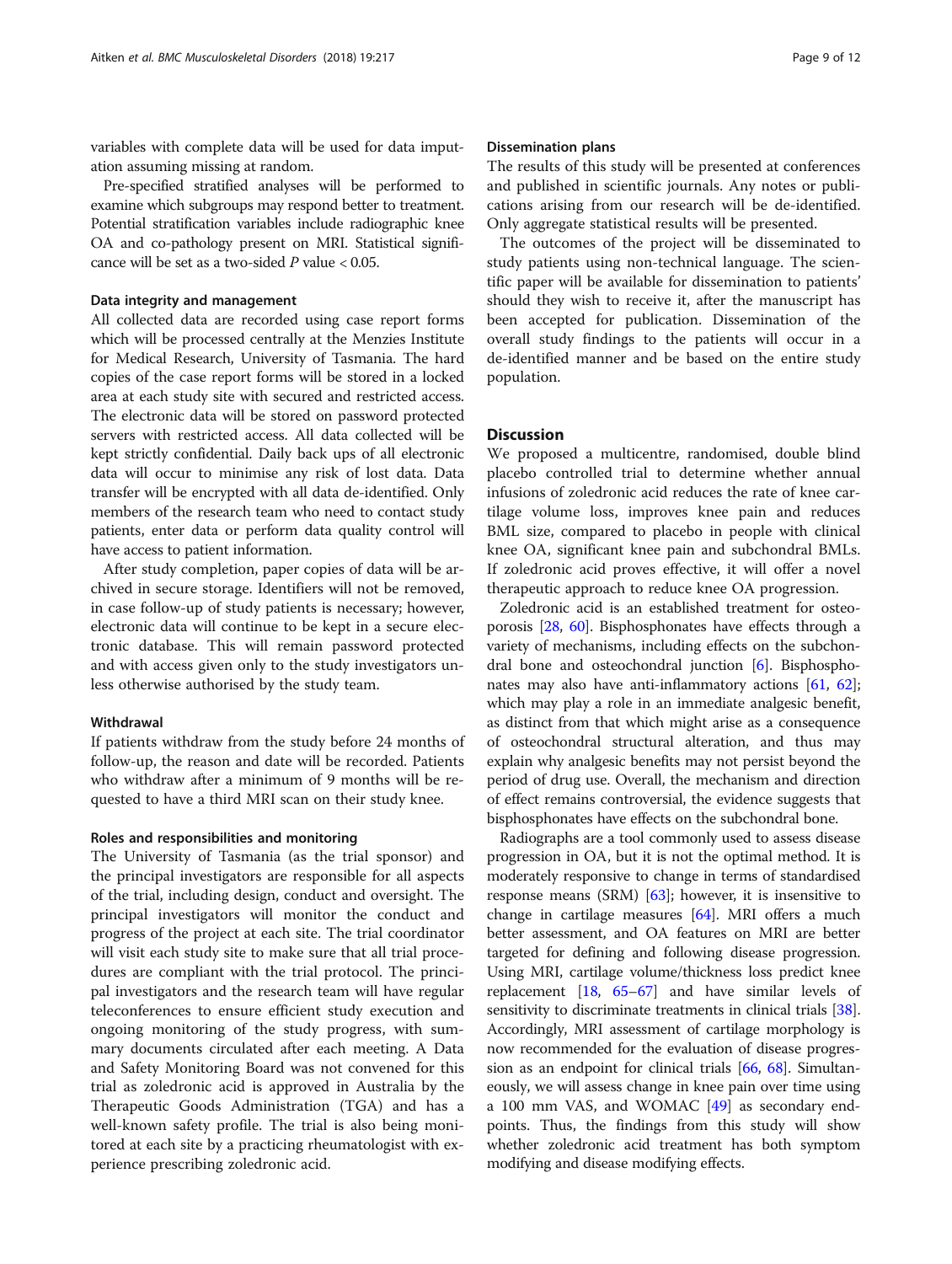variables with complete data will be used for data imputation assuming missing at random.

Pre-specified stratified analyses will be performed to examine which subgroups may respond better to treatment. Potential stratification variables include radiographic knee OA and co-pathology present on MRI. Statistical significance will be set as a two-sided $P$ value < 0.05.

### Data integrity and management

All collected data are recorded using case report forms which will be processed centrally at the Menzies Institute for Medical Research, University of Tasmania. The hard copies of the case report forms will be stored in a locked area at each study site with secured and restricted access. The electronic data will be stored on password protected servers with restricted access. All data collected will be kept strictly confidential. Daily back ups of all electronic data will occur to minimise any risk of lost data. Data transfer will be encrypted with all data de-identified. Only members of the research team who need to contact study patients, enter data or perform data quality control will have access to patient information.

After study completion, paper copies of data will be archived in secure storage. Identifiers will not be removed, in case follow-up of study patients is necessary; however, electronic data will continue to be kept in a secure electronic database. This will remain password protected and with access given only to the study investigators unless otherwise authorised by the study team.

### Withdrawal

If patients withdraw from the study before 24 months of follow-up, the reason and date will be recorded. Patients who withdraw after a minimum of 9 months will be requested to have a third MRI scan on their study knee.

### Roles and responsibilities and monitoring

The University of Tasmania (as the trial sponsor) and the principal investigators are responsible for all aspects of the trial, including design, conduct and oversight. The principal investigators will monitor the conduct and progress of the project at each site. The trial coordinator will visit each study site to make sure that all trial procedures are compliant with the trial protocol. The principal investigators and the research team will have regular teleconferences to ensure efficient study execution and ongoing monitoring of the study progress, with summary documents circulated after each meeting. A Data and Safety Monitoring Board was not convened for this trial as zoledronic acid is approved in Australia by the Therapeutic Goods Administration (TGA) and has a well-known safety profile. The trial is also being monitored at each site by a practicing rheumatologist with experience prescribing zoledronic acid.

### Dissemination plans

The results of this study will be presented at conferences and published in scientific journals. Any notes or publications arising from our research will be de-identified. Only aggregate statistical results will be presented.

The outcomes of the project will be disseminated to study patients using non-technical language. The scientific paper will be available for dissemination to patients' should they wish to receive it, after the manuscript has been accepted for publication. Dissemination of the overall study findings to the patients will occur in a de-identified manner and be based on the entire study population.

## Discussion

We proposed a multicentre, randomised, double blind placebo controlled trial to determine whether annual infusions of zoledronic acid reduces the rate of knee cartilage volume loss, improves knee pain and reduces BML size, compared to placebo in people with clinical knee OA, significant knee pain and subchondral BMLs. If zoledronic acid proves effective, it will offer a novel therapeutic approach to reduce knee OA progression.

Zoledronic acid is an established treatment for osteoporosis [28, 60]. Bisphosphonates have effects through a variety of mechanisms, including effects on the subchondral bone and osteochondral junction [6]. Bisphosphonates may also have anti-inflammatory actions [61, 62]; which may play a role in an immediate analgesic benefit, as distinct from that which might arise as a consequence of osteochondral structural alteration, and thus may explain why analgesic benefits may not persist beyond the period of drug use. Overall, the mechanism and direction of effect remains controversial, the evidence suggests that bisphosphonates have effects on the subchondral bone.

Radiographs are a tool commonly used to assess disease progression in OA, but it is not the optimal method. It is moderately responsive to change in terms of standardised response means (SRM) [63]; however, it is insensitive to change in cartilage measures [64]. MRI offers a much better assessment, and OA features on MRI are better targeted for defining and following disease progression. Using MRI, cartilage volume/thickness loss predict knee replacement [18, 65–67] and have similar levels of sensitivity to discriminate treatments in clinical trials [38]. Accordingly, MRI assessment of cartilage morphology is now recommended for the evaluation of disease progression as an endpoint for clinical trials [66, 68]. Simultaneously, we will assess change in knee pain over time using a 100 mm VAS, and WOMAC [49] as secondary endpoints. Thus, the findings from this study will show whether zoledronic acid treatment has both symptom modifying and disease modifying effects.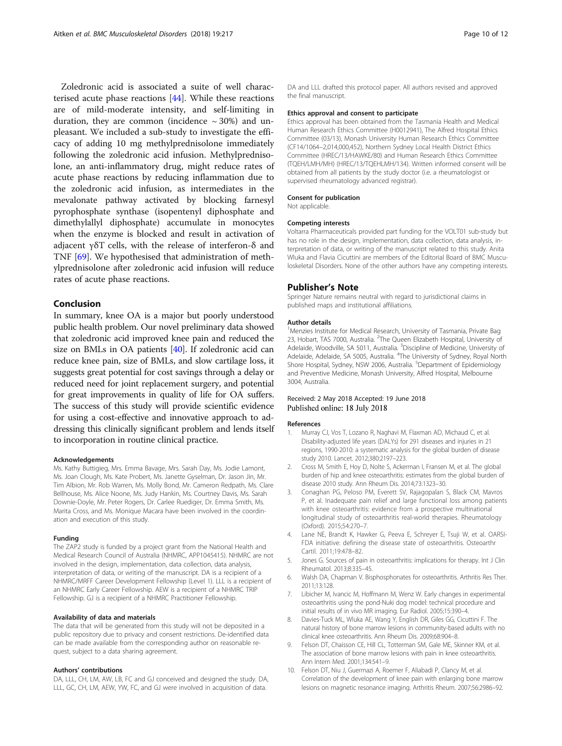Zoledronic acid is associated a suite of well characterised acute phase reactions [44]. While these reactions are of mild-moderate intensity, and self-limiting in duration, they are common (incidence ~ 30%) and unpleasant. We included a sub-study to investigate the efficacy of adding 10 mg methylprednisolone immediately following the zoledronic acid infusion. Methylprednisolone, an anti-inflammatory drug, might reduce rates of acute phase reactions by reducing inflammation due to the zoledronic acid infusion, as intermediates in the mevalonate pathway activated by blocking farnesyl pyrophosphate synthase (isopentenyl diphosphate and dimethylallyl diphosphate) accumulate in monocytes when the enzyme is blocked and result in activation of adjacent γδT cells, with the release of interferon-δ and TNF [69]. We hypothesised that administration of methylprednisolone after zoledronic acid infusion will reduce rates of acute phase reactions.

## Conclusion

In summary, knee OA is a major but poorly understood public health problem. Our novel preliminary data showed that zoledronic acid improved knee pain and reduced the size on BMLs in OA patients [40]. If zoledronic acid can reduce knee pain, size of BMLs, and slow cartilage loss, it suggests great potential for cost savings through a delay or reduced need for joint replacement surgery, and potential for great improvements in quality of life for OA suffers. The success of this study will provide scientific evidence for using a cost-effective and innovative approach to addressing this clinically significant problem and lends itself to incorporation in routine clinical practice.

#### Acknowledgements

Ms. Kathy Buttigieg, Mrs. Emma Bavage, Mrs. Sarah Day, Ms. Jodie Lamont, Ms. Joan Clough, Ms. Kate Probert, Ms. Janette Gyselman, Dr. Jason Jin, Mr. Tim Albion, Mr. Rob Warren, Ms. Molly Bond, Mr. Cameron Redpath, Ms. Clare Bellhouse, Ms. Alice Noone, Ms. Judy Hankin, Ms. Courtney Davis, Ms. Sarah Downie-Doyle, Mr. Peter Rogers, Dr. Carlee Ruediger, Dr. Emma Smith, Ms. Marita Cross, and Ms. Monique Macara have been involved in the coordination and execution of this study.

#### Funding

The ZAP2 study is funded by a project grant from the National Health and Medical Research Council of Australia (NHMRC, APP1045415). NHMRC are not involved in the design, implementation, data collection, data analysis, interpretation of data, or writing of the manuscript. DA is a recipient of a NHMRC/MRFF Career Development Fellowship (Level 1). LLL is a recipient of an NHMRC Early Career Fellowship. AEW is a recipient of a NHMRC TRIP Fellowship. GJ is a recipient of a NHMRC Practitioner Fellowship.

#### Availability of data and materials

The data that will be generated from this study will not be deposited in a public repository due to privacy and consent restrictions. De-identified data can be made available from the corresponding author on reasonable request, subject to a data sharing agreement.

#### Authors' contributions

DA, LLL, CH, LM, AW, LB, FC and GJ conceived and designed the study. DA, LLL, GC, CH, LM, AEW, YW, FC, and GJ were involved in acquisition of data. DA and LLL drafted this protocol paper. All authors revised and approved the final manuscript.

#### Ethics approval and consent to participate

Ethics approval has been obtained from the Tasmania Health and Medical Human Research Ethics Committee (H0012941), The Alfred Hospital Ethics Committee (03/13), Monash University Human Research Ethics Committee (CF14/1064–2,014,000,452), Northern Sydney Local Health District Ethics Committee (HREC/13/HAWKE/80) and Human Research Ethics Committee (TQEH/LMH/MH) (HREC/13/TQEHLMH/134). Written informed consent will be obtained from all patients by the study doctor (i.e. a rheumatologist or supervised rheumatology advanced registrar).

#### Consent for publication

Not applicable.

#### Competing interests

Voltarra Pharmaceuticals provided part funding for the VOLT01 sub-study but has no role in the design, implementation, data collection, data analysis, interpretation of data, or writing of the manuscript related to this study. Anita Wluka and Flavia Cicuttini are members of the Editorial Board of BMC Musculoskeletal Disorders. None of the other authors have any competing interests.

## Publisher's Note

Springer Nature remains neutral with regard to jurisdictional claims in published maps and institutional affiliations.

#### Author details

[1]Menzies Institute for Medical Research, University of Tasmania, Private Bag 23, Hobart, TAS 7000, Australia. [2]The Queen Elizabeth Hospital, University of Adelaide, Woodville, SA 5011, Australia. [3]Discipline of Medicine, University of Adelaide, Adelaide, SA 5005, Australia. [4]The University of Sydney, Royal North Shore Hospital, Sydney, NSW 2006, Australia. [5]Department of Epidemiology and Preventive Medicine, Monash University, Alfred Hospital, Melbourne 3004, Australia.

Received: 2 May 2018 Accepted: 19 June 2018
Published online: 18 July 2018

#### References

1. Murray CJ, Vos T, Lozano R, Naghavi M, Flaxman AD, Michaud C, et al. Disability-adjusted life years (DALYs) for 291 diseases and injuries in 21 regions, 1990-2010: a systematic analysis for the global burden of disease study 2010. Lancet. 2012;380:2197–223.
2. Cross M, Smith E, Hoy D, Nolte S, Ackerman I, Fransen M, et al. The global burden of hip and knee osteoarthritis: estimates from the global burden of disease 2010 study. Ann Rheum Dis. 2014;73:1323–30.
3. Conaghan PG, Peloso PM, Everett SV, Rajagopalan S, Black CM, Mavros P, et al. Inadequate pain relief and large functional loss among patients with knee osteoarthritis: evidence from a prospective multinational longitudinal study of osteoarthritis real-world therapies. Rheumatology (Oxford). 2015;54:270–7.
4. Lane NE, Brandt K, Hawker G, Peeva E, Schreyer E, Tsuji W, et al. OARSI-FDA initiative: defining the disease state of osteoarthritis. Osteoarthr Cartil. 2011;19:478–82.
5. Jones G. Sources of pain in osteoarthritis: implications for therapy. Int J Clin Rheumatol. 2013;8:335–45.
6. Walsh DA, Chapman V. Bisphosphonates for osteoarthritis. Arthritis Res Ther. 2011;13:128.
7. Libicher M, Ivancic M, Hoffmann M, Wenz W. Early changes in experimental osteoarthritis using the pond-Nuki dog model: technical procedure and initial results of in vivo MR imaging. Eur Radiol. 2005;15:390–4.
8. Davies-Tuck ML, Wluka AE, Wang Y, English DR, Giles GG, Cicuttini F. The natural history of bone marrow lesions in community-based adults with no clinical knee osteoarthritis. Ann Rheum Dis. 2009;68:904–8.
9. Felson DT, Chaisson CE, Hill CL, Totterman SM, Gale ME, Skinner KM, et al. The association of bone marrow lesions with pain in knee osteoarthritis. Ann Intern Med. 2001;134:541–9.
10. Felson DT, Niu J, Guermazi A, Roemer F, Aliabadi P, Clancy M, et al. Correlation of the development of knee pain with enlarging bone marrow lesions on magnetic resonance imaging. Arthritis Rheum. 2007;56:2986–92.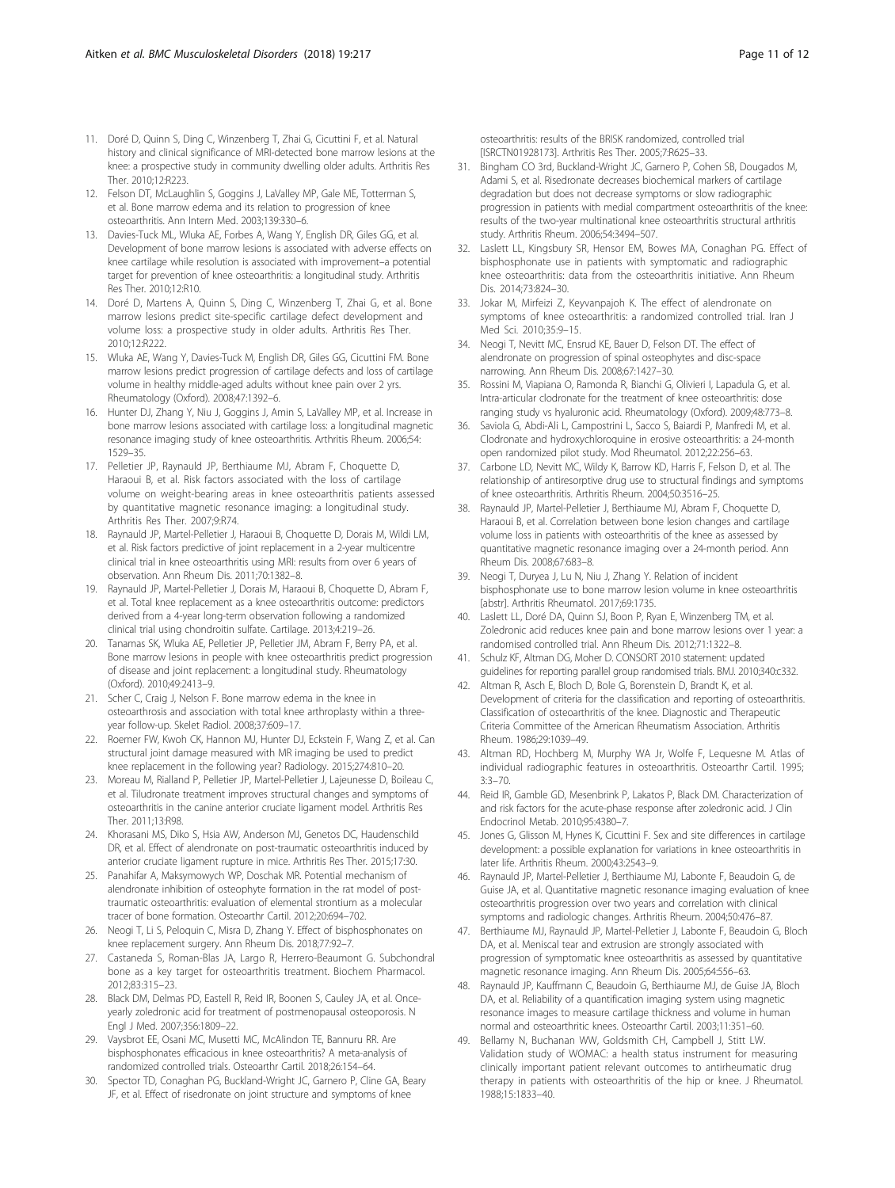11. Doré D, Quinn S, Ding C, Winzenberg T, Zhai G, Cicuttini F, et al. Natural history and clinical significance of MRI-detected bone marrow lesions at the knee: a prospective study in community dwelling older adults. Arthritis Res Ther. 2010;12:R223.
12. Felson DT, McLaughlin S, Goggins J, LaValley MP, Gale ME, Totterman S, et al. Bone marrow edema and its relation to progression of knee osteoarthritis. Ann Intern Med. 2003;139:330–6.
13. Davies-Tuck ML, Wluka AE, Forbes A, Wang Y, English DR, Giles GG, et al. Development of bone marrow lesions is associated with adverse effects on knee cartilage while resolution is associated with improvement–a potential target for prevention of knee osteoarthritis: a longitudinal study. Arthritis Res Ther. 2010;12:R10.
14. Doré D, Martens A, Quinn S, Ding C, Winzenberg T, Zhai G, et al. Bone marrow lesions predict site-specific cartilage defect development and volume loss: a prospective study in older adults. Arthritis Res Ther. 2010;12:R222.
15. Wluka AE, Wang Y, Davies-Tuck M, English DR, Giles GG, Cicuttini FM. Bone marrow lesions predict progression of cartilage defects and loss of cartilage volume in healthy middle-aged adults without knee pain over 2 yrs. Rheumatology (Oxford). 2008;47:1392–6.
16. Hunter DJ, Zhang Y, Niu J, Goggins J, Amin S, LaValley MP, et al. Increase in bone marrow lesions associated with cartilage loss: a longitudinal magnetic resonance imaging study of knee osteoarthritis. Arthritis Rheum. 2006;54:1529–35.
17. Pelletier JP, Raynauld JP, Berthiaume MJ, Abram F, Choquette D, Haraoui B, et al. Risk factors associated with the loss of cartilage volume on weight-bearing areas in knee osteoarthritis patients assessed by quantitative magnetic resonance imaging: a longitudinal study. Arthritis Res Ther. 2007;9:R74.
18. Raynauld JP, Martel-Pelletier J, Haraoui B, Choquette D, Dorais M, Wildi LM, et al. Risk factors predictive of joint replacement in a 2-year multicentre clinical trial in knee osteoarthritis using MRI: results from over 6 years of observation. Ann Rheum Dis. 2011;70:1382–8.
19. Raynauld JP, Martel-Pelletier J, Dorais M, Haraoui B, Choquette D, Abram F, et al. Total knee replacement as a knee osteoarthritis outcome: predictors derived from a 4-year long-term observation following a randomized clinical trial using chondroitin sulfate. Cartilage. 2013;4:219–26.
20. Tanamas SK, Wluka AE, Pelletier JP, Pelletier JM, Abram F, Berry PA, et al. Bone marrow lesions in people with knee osteoarthritis predict progression of disease and joint replacement: a longitudinal study. Rheumatology (Oxford). 2010;49:2413–9.
21. Scher C, Craig J, Nelson F. Bone marrow edema in the knee in osteoarthrosis and association with total knee arthroplasty within a three-year follow-up. Skelet Radiol. 2008;37:609–17.
22. Roemer FW, Kwoh CK, Hannon MJ, Hunter DJ, Eckstein F, Wang Z, et al. Can structural joint damage measured with MR imaging be used to predict knee replacement in the following year? Radiology. 2015;274:810–20.
23. Moreau M, Rialland P, Pelletier JP, Martel-Pelletier J, Lajeunesse D, Boileau C, et al. Tiludronate treatment improves structural changes and symptoms of osteoarthritis in the canine anterior cruciate ligament model. Arthritis Res Ther. 2011;13:R98.
24. Khorasani MS, Diko S, Hsia AW, Anderson MJ, Genetos DC, Haudenschild DR, et al. Effect of alendronate on post-traumatic osteoarthritis induced by anterior cruciate ligament rupture in mice. Arthritis Res Ther. 2015;17:30.
25. Panahifar A, Maksymowych WP, Doschak MR. Potential mechanism of alendronate inhibition of osteophyte formation in the rat model of post-traumatic osteoarthritis: evaluation of elemental strontium as a molecular tracer of bone formation. Osteoarthr Cartil. 2012;20:694–702.
26. Neogi T, Li S, Peloquin C, Misra D, Zhang Y. Effect of bisphosphonates on knee replacement surgery. Ann Rheum Dis. 2018;77:92–7.
27. Castaneda S, Roman-Blas JA, Largo R, Herrero-Beaumont G. Subchondral bone as a key target for osteoarthritis treatment. Biochem Pharmacol. 2012;83:315–23.
28. Black DM, Delmas PD, Eastell R, Reid IR, Boonen S, Cauley JA, et al. Once-yearly zoledronic acid for treatment of postmenopausal osteoporosis. N Engl J Med. 2007;356:1809–22.
29. Vaysbrot EE, Osani MC, Musetti MC, McAlindon TE, Bannuru RR. Are bisphosphonates efficacious in knee osteoarthritis? A meta-analysis of randomized controlled trials. Osteoarthr Cartil. 2018;26:154–64.
30. Spector TD, Conaghan PG, Buckland-Wright JC, Garnero P, Cline GA, Beary JF, et al. Effect of risedronate on joint structure and symptoms of knee osteoarthritis: results of the BRISK randomized, controlled trial [ISRCTN01928173]. Arthritis Res Ther. 2005;7:R625–33.
31. Bingham CO 3rd, Buckland-Wright JC, Garnero P, Cohen SB, Dougados M, Adami S, et al. Risedronate decreases biochemical markers of cartilage degradation but does not decrease symptoms or slow radiographic progression in patients with medial compartment osteoarthritis of the knee: results of the two-year multinational knee osteoarthritis structural arthritis study. Arthritis Rheum. 2006;54:3494–507.
32. Laslett LL, Kingsbury SR, Hensor EM, Bowes MA, Conaghan PG. Effect of bisphosphonate use in patients with symptomatic and radiographic knee osteoarthritis: data from the osteoarthritis initiative. Ann Rheum Dis. 2014;73:824–30.
33. Jokar M, Mirfeizi Z, Keyvanpajoh K. The effect of alendronate on symptoms of knee osteoarthritis: a randomized controlled trial. Iran J Med Sci. 2010;35:9–15.
34. Neogi T, Nevitt MC, Ensrud KE, Bauer D, Felson DT. The effect of alendronate on progression of spinal osteophytes and disc-space narrowing. Ann Rheum Dis. 2008;67:1427–30.
35. Rossini M, Viapiana O, Ramonda R, Bianchi G, Olivieri I, Lapadula G, et al. Intra-articular clodronate for the treatment of knee osteoarthritis: dose ranging study vs hyaluronic acid. Rheumatology (Oxford). 2009;48:773–8.
36. Saviola G, Abdi-Ali L, Campostrini L, Sacco S, Baiardi P, Manfredi M, et al. Clodronate and hydroxychloroquine in erosive osteoarthritis: a 24-month open randomized pilot study. Mod Rheumatol. 2012;22:256–63.
37. Carbone LD, Nevitt MC, Wildy K, Barrow KD, Harris F, Felson D, et al. The relationship of antiresorptive drug use to structural findings and symptoms of knee osteoarthritis. Arthritis Rheum. 2004;50:3516–25.
38. Raynauld JP, Martel-Pelletier J, Berthiaume MJ, Abram F, Choquette D, Haraoui B, et al. Correlation between bone lesion changes and cartilage volume loss in patients with osteoarthritis of the knee as assessed by quantitative magnetic resonance imaging over a 24-month period. Ann Rheum Dis. 2008;67:683–8.
39. Neogi T, Duryea J, Lu N, Niu J, Zhang Y. Relation of incident bisphosphonate use to bone marrow lesion volume in knee osteoarthritis [abstr]. Arthritis Rheumatol. 2017;69:1735.
40. Laslett LL, Doré DA, Quinn SJ, Boon P, Ryan E, Winzenberg TM, et al. Zoledronic acid reduces knee pain and bone marrow lesions over 1 year: a randomised controlled trial. Ann Rheum Dis. 2012;71:1322–8.
41. Schulz KF, Altman DG, Moher D. CONSORT 2010 statement: updated guidelines for reporting parallel group randomised trials. BMJ. 2010;340:c332.
42. Altman R, Asch E, Bloch D, Bole G, Borenstein D, Brandt K, et al. Development of criteria for the classification and reporting of osteoarthritis. Classification of osteoarthritis of the knee. Diagnostic and Therapeutic Criteria Committee of the American Rheumatism Association. Arthritis Rheum. 1986;29:1039–49.
43. Altman RD, Hochberg M, Murphy WA Jr, Wolfe F, Lequesne M. Atlas of individual radiographic features in osteoarthritis. Osteoarthr Cartil. 1995;3:3–70.
44. Reid IR, Gamble GD, Mesenbrink P, Lakatos P, Black DM. Characterization of and risk factors for the acute-phase response after zoledronic acid. J Clin Endocrinol Metab. 2010;95:4380–7.
45. Jones G, Glisson M, Hynes K, Cicuttini F. Sex and site differences in cartilage development: a possible explanation for variations in knee osteoarthritis in later life. Arthritis Rheum. 2000;43:2543–9.
46. Raynauld JP, Martel-Pelletier J, Berthiaume MJ, Labonte F, Beaudoin G, de Guise JA, et al. Quantitative magnetic resonance imaging evaluation of knee osteoarthritis progression over two years and correlation with clinical symptoms and radiologic changes. Arthritis Rheum. 2004;50:476–87.
47. Berthiaume MJ, Raynauld JP, Martel-Pelletier J, Labonte F, Beaudoin G, Bloch DA, et al. Meniscal tear and extrusion are strongly associated with progression of symptomatic knee osteoarthritis as assessed by quantitative magnetic resonance imaging. Ann Rheum Dis. 2005;64:556–63.
48. Raynauld JP, Kauffmann C, Beaudoin G, Berthiaume MJ, de Guise JA, Bloch DA, et al. Reliability of a quantification imaging system using magnetic resonance images to measure cartilage thickness and volume in human normal and osteoarthritic knees. Osteoarthr Cartil. 2003;11:351–60.
49. Bellamy N, Buchanan WW, Goldsmith CH, Campbell J, Stitt LW. Validation study of WOMAC: a health status instrument for measuring clinically important patient relevant outcomes to antirheumatic drug therapy in patients with osteoarthritis of the hip or knee. J Rheumatol. 1988;15:1833–40.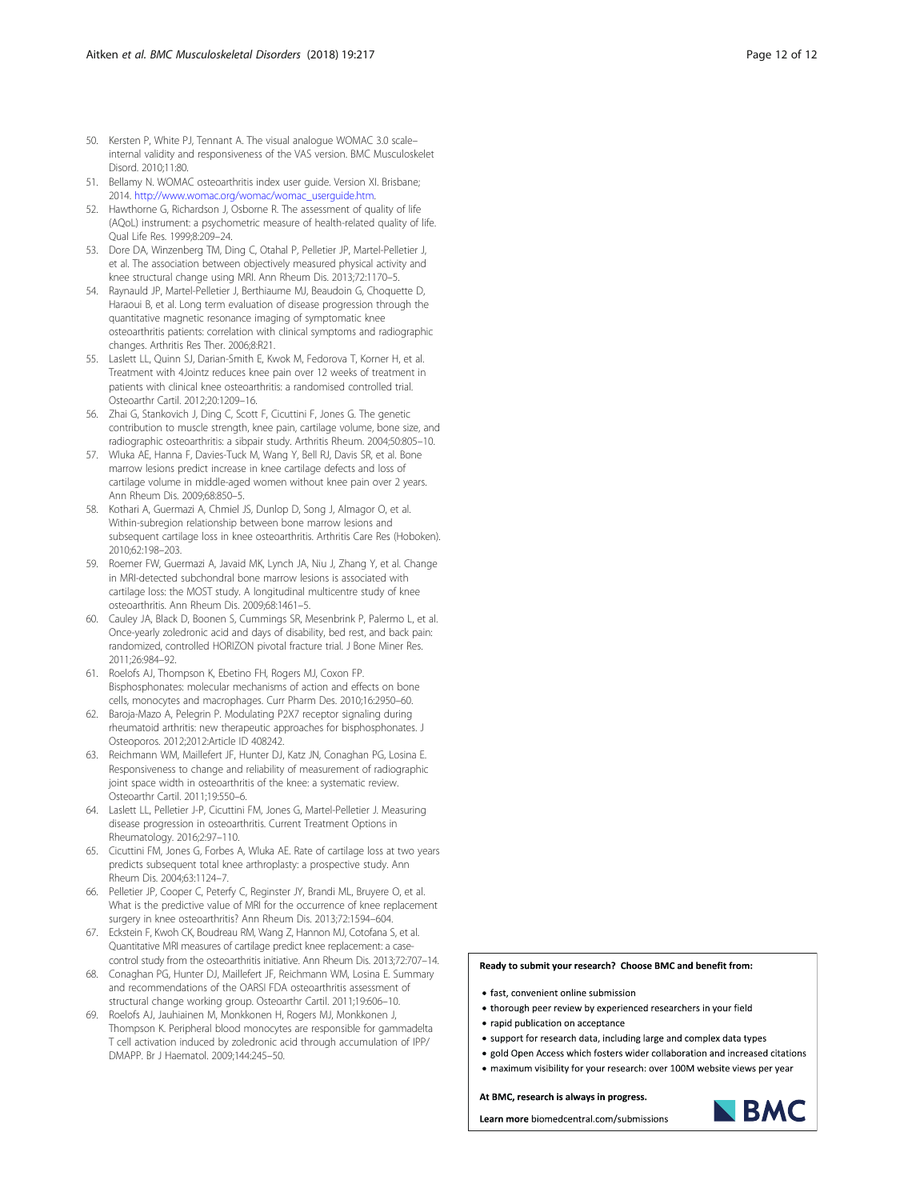50. Kersten P, White PJ, Tennant A. The visual analogue WOMAC 3.0 scale– internal validity and responsiveness of the VAS version. BMC Musculoskelet Disord. 2010;11:80.
51. Bellamy N. WOMAC osteoarthritis index user guide. Version XI. Brisbane; 2014. http://www.womac.org/womac/womac_userguide.htm.
52. Hawthorne G, Richardson J, Osborne R. The assessment of quality of life (AQoL) instrument: a psychometric measure of health-related quality of life. Qual Life Res. 1999;8:209–24.
53. Dore DA, Winzenberg TM, Ding C, Otahal P, Pelletier JP, Martel-Pelletier J, et al. The association between objectively measured physical activity and knee structural change using MRI. Ann Rheum Dis. 2013;72:1170–5.
54. Raynauld JP, Martel-Pelletier J, Berthiaume MJ, Beaudoin G, Choquette D, Haraoui B, et al. Long term evaluation of disease progression through the quantitative magnetic resonance imaging of symptomatic knee osteoarthritis patients: correlation with clinical symptoms and radiographic changes. Arthritis Res Ther. 2006;8:R21.
55. Laslett LL, Quinn SJ, Darian-Smith E, Kwok M, Fedorova T, Korner H, et al. Treatment with 4Jointz reduces knee pain over 12 weeks of treatment in patients with clinical knee osteoarthritis: a randomised controlled trial. Osteoarthr Cartil. 2012;20:1209–16.
56. Zhai G, Stankovich J, Ding C, Scott F, Cicuttini F, Jones G. The genetic contribution to muscle strength, knee pain, cartilage volume, bone size, and radiographic osteoarthritis: a sibpair study. Arthritis Rheum. 2004;50:805–10.
57. Wluka AE, Hanna F, Davies-Tuck M, Wang Y, Bell RJ, Davis SR, et al. Bone marrow lesions predict increase in knee cartilage defects and loss of cartilage volume in middle-aged women without knee pain over 2 years. Ann Rheum Dis. 2009;68:850–5.
58. Kothari A, Guermazi A, Chmiel JS, Dunlop D, Song J, Almagor O, et al. Within-subregion relationship between bone marrow lesions and subsequent cartilage loss in knee osteoarthritis. Arthritis Care Res (Hoboken). 2010;62:198–203.
59. Roemer FW, Guermazi A, Javaid MK, Lynch JA, Niu J, Zhang Y, et al. Change in MRI-detected subchondral bone marrow lesions is associated with cartilage loss: the MOST study. A longitudinal multicentre study of knee osteoarthritis. Ann Rheum Dis. 2009;68:1461–5.
60. Cauley JA, Black D, Boonen S, Cummings SR, Mesenbrink P, Palermo L, et al. Once-yearly zoledronic acid and days of disability, bed rest, and back pain: randomized, controlled HORIZON pivotal fracture trial. J Bone Miner Res. 2011;26:984–92.
61. Roelofs AJ, Thompson K, Ebetino FH, Rogers MJ, Coxon FP. Bisphosphonates: molecular mechanisms of action and effects on bone cells, monocytes and macrophages. Curr Pharm Des. 2010;16:2950–60.
62. Baroja-Mazo A, Pelegrin P. Modulating P2X7 receptor signaling during rheumatoid arthritis: new therapeutic approaches for bisphosphonates. J Osteoporos. 2012;2012:Article ID 408242.
63. Reichmann WM, Maillefert JF, Hunter DJ, Katz JN, Conaghan PG, Losina E. Responsiveness to change and reliability of measurement of radiographic joint space width in osteoarthritis of the knee: a systematic review. Osteoarthr Cartil. 2011;19:550–6.
64. Laslett LL, Pelletier J-P, Cicuttini FM, Jones G, Martel-Pelletier J. Measuring disease progression in osteoarthritis. Current Treatment Options in Rheumatology. 2016;2:97–110.
65. Cicuttini FM, Jones G, Forbes A, Wluka AE. Rate of cartilage loss at two years predicts subsequent total knee arthroplasty: a prospective study. Ann Rheum Dis. 2004;63:1124–7.
66. Pelletier JP, Cooper C, Peterfy C, Reginster JY, Brandi ML, Bruyere O, et al. What is the predictive value of MRI for the occurrence of knee replacement surgery in knee osteoarthritis? Ann Rheum Dis. 2013;72:1594–604.
67. Eckstein F, Kwoh CK, Boudreau RM, Wang Z, Hannon MJ, Cotofana S, et al. Quantitative MRI measures of cartilage predict knee replacement: a case-control study from the osteoarthritis initiative. Ann Rheum Dis. 2013;72:707–14.
68. Conaghan PG, Hunter DJ, Maillefert JF, Reichmann WM, Losina E. Summary and recommendations of the OARSI FDA osteoarthritis assessment of structural change working group. Osteoarthr Cartil. 2011;19:606–10.
69. Roelofs AJ, Jauhiainen M, Monkkonen H, Rogers MJ, Monkkonen J, Thompson K. Peripheral blood monocytes are responsible for gammadelta T cell activation induced by zoledronic acid through accumulation of IPP/DMAPP. Br J Haematol. 2009;144:245–50.

**Ready to submit your research? Choose BMC and benefit from:**

- fast, convenient online submission
- thorough peer review by experienced researchers in your field
- rapid publication on acceptance
- support for research data, including large and complex data types
- gold Open Access which fosters wider collaboration and increased citations
- maximum visibility for your research: over 100M website views per year

**At BMC, research is always in progress.**

**Learn more** biomedcentral.com/submissions

BMC